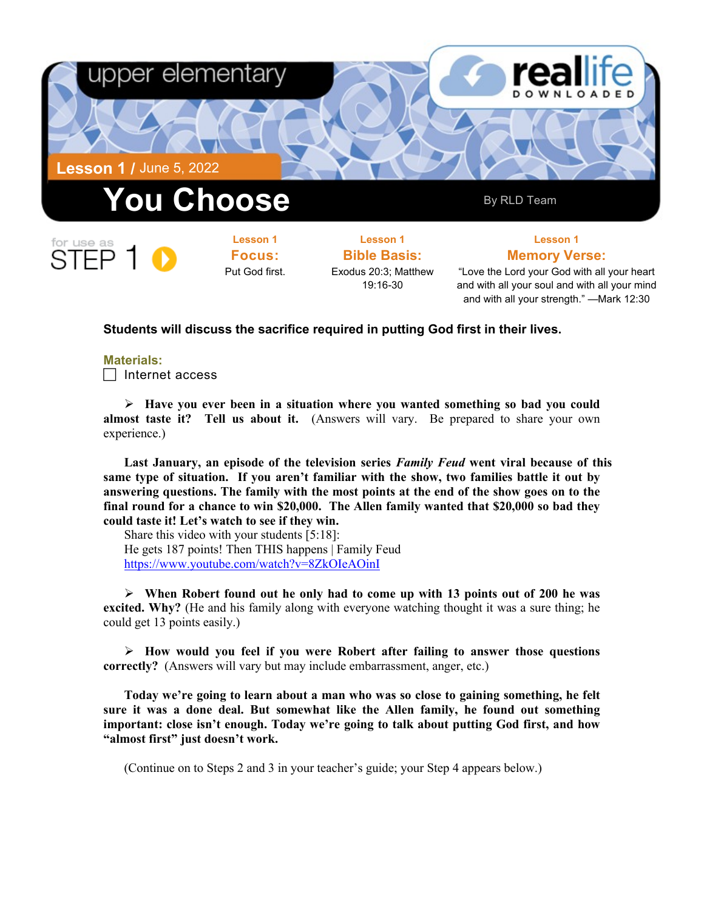upper elementary

**real**life DOWNLOADED

**Lesson 1** / June 5, 2022

# You Choose

By RLD Team

for use as STEP 1

**Lesson 1**
**Focus:**
Put God first.

**Lesson 1**
**Bible Basis:**
Exodus 20:3; Matthew 19:16-30

**Lesson 1**
**Memory Verse:**
"Love the Lord your God with all your heart and with all your soul and with all your mind and with all your strength." —Mark 12:30

**Students will discuss the sacrifice required in putting God first in their lives.**

**Materials:**

- [ ] Internet access

➢ **Have you ever been in a situation where you wanted something so bad you could almost taste it? Tell us about it.** (Answers will vary. Be prepared to share your own experience.)

**Last January, an episode of the television series *Family Feud* went viral because of this same type of situation. If you aren't familiar with the show, two families battle it out by answering questions. The family with the most points at the end of the show goes on to the final round for a chance to win $20,000. The Allen family wanted that $20,000 so bad they could taste it! Let's watch to see if they win.**

Share this video with your students [5:18]:
He gets 187 points! Then THIS happens | Family Feud
https://www.youtube.com/watch?v=8ZkOIeAOinI

➢ **When Robert found out he only had to come up with 13 points out of 200 he was excited. Why?** (He and his family along with everyone watching thought it was a sure thing; he could get 13 points easily.)

➢ **How would you feel if you were Robert after failing to answer those questions correctly?** (Answers will vary but may include embarrassment, anger, etc.)

**Today we're going to learn about a man who was so close to gaining something, he felt sure it was a done deal. But somewhat like the Allen family, he found out something important: close isn't enough. Today we're going to talk about putting God first, and how "almost first" just doesn't work.**

(Continue on to Steps 2 and 3 in your teacher's guide; your Step 4 appears below.)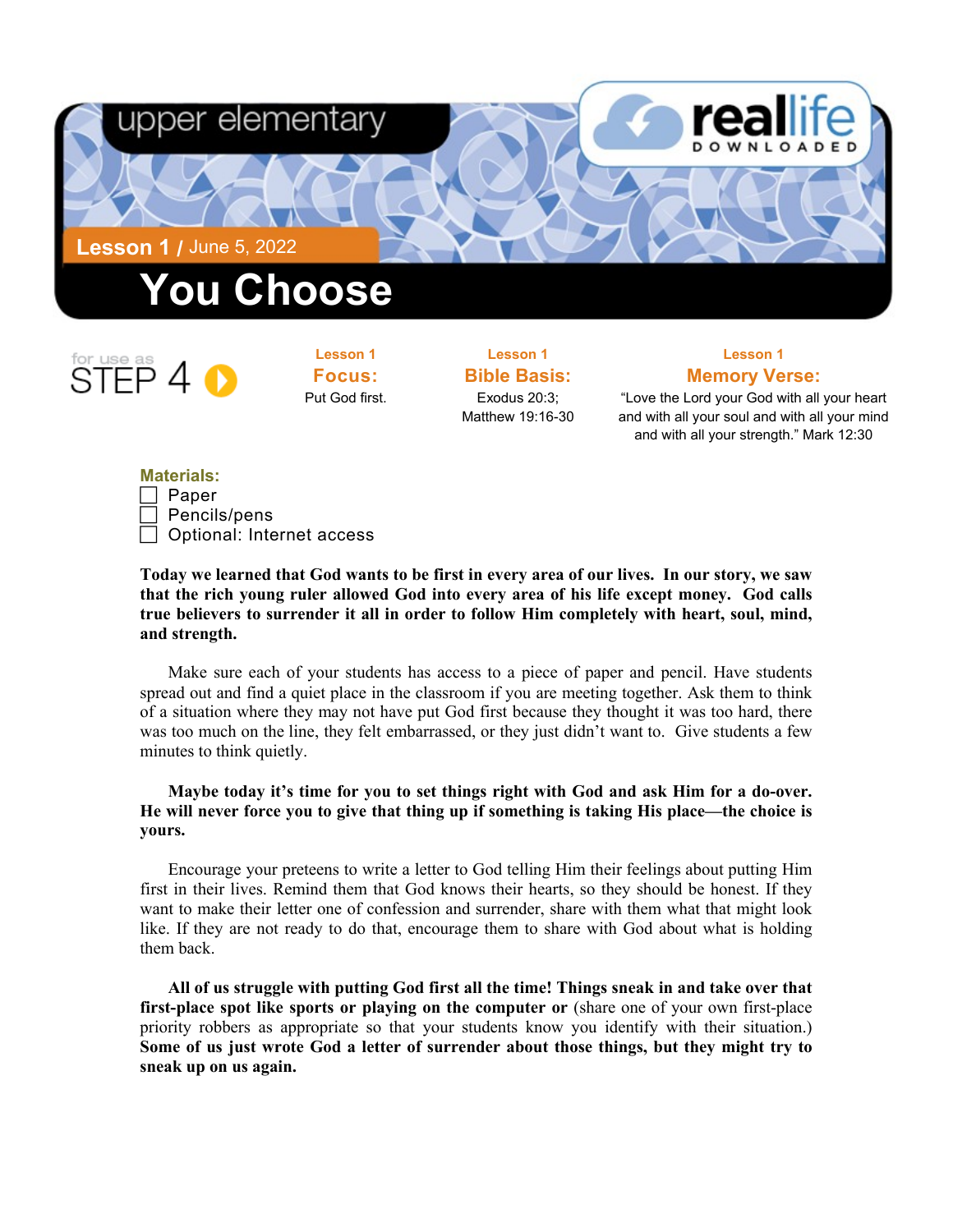upper elementary

reallife DOWNLOADED

**Lesson 1** / June 5, 2022

# You Choose

for use as STEP 4

**Lesson 1**
**Focus:**
Put God first.

**Lesson 1**
**Bible Basis:**
Exodus 20:3;
Matthew 19:16-30

**Lesson 1**
**Memory Verse:**
"Love the Lord your God with all your heart and with all your soul and with all your mind and with all your strength." Mark 12:30

**Materials:**

- [ ] Paper
- [ ] Pencils/pens
- [ ] Optional: Internet access

**Today we learned that God wants to be first in every area of our lives. In our story, we saw that the rich young ruler allowed God into every area of his life except money. God calls true believers to surrender it all in order to follow Him completely with heart, soul, mind, and strength.**

Make sure each of your students has access to a piece of paper and pencil. Have students spread out and find a quiet place in the classroom if you are meeting together. Ask them to think of a situation where they may not have put God first because they thought it was too hard, there was too much on the line, they felt embarrassed, or they just didn't want to. Give students a few minutes to think quietly.

**Maybe today it's time for you to set things right with God and ask Him for a do-over. He will never force you to give that thing up if something is taking His place—the choice is yours.**

Encourage your preteens to write a letter to God telling Him their feelings about putting Him first in their lives. Remind them that God knows their hearts, so they should be honest. If they want to make their letter one of confession and surrender, share with them what that might look like. If they are not ready to do that, encourage them to share with God about what is holding them back.

**All of us struggle with putting God first all the time! Things sneak in and take over that first-place spot like sports or playing on the computer or** (share one of your own first-place priority robbers as appropriate so that your students know you identify with their situation.) **Some of us just wrote God a letter of surrender about those things, but they might try to sneak up on us again.**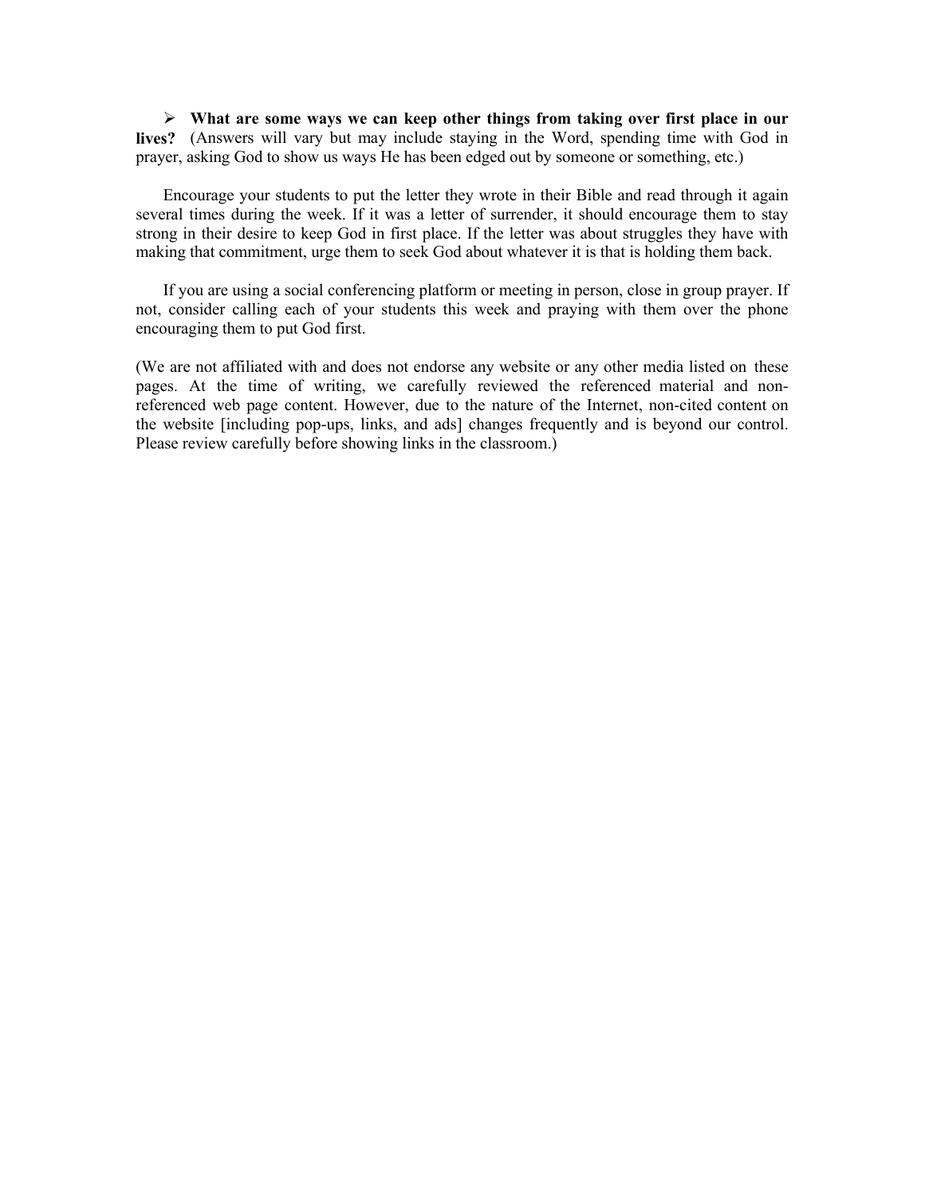- **What are some ways we can keep other things from taking over first place in our lives?** (Answers will vary but may include staying in the Word, spending time with God in prayer, asking God to show us ways He has been edged out by someone or something, etc.)

Encourage your students to put the letter they wrote in their Bible and read through it again several times during the week. If it was a letter of surrender, it should encourage them to stay strong in their desire to keep God in first place. If the letter was about struggles they have with making that commitment, urge them to seek God about whatever it is that is holding them back.

If you are using a social conferencing platform or meeting in person, close in group prayer. If not, consider calling each of your students this week and praying with them over the phone encouraging them to put God first.

(We are not affiliated with and does not endorse any website or any other media listed on these pages. At the time of writing, we carefully reviewed the referenced material and non-referenced web page content. However, due to the nature of the Internet, non-cited content on the website [including pop-ups, links, and ads] changes frequently and is beyond our control. Please review carefully before showing links in the classroom.)